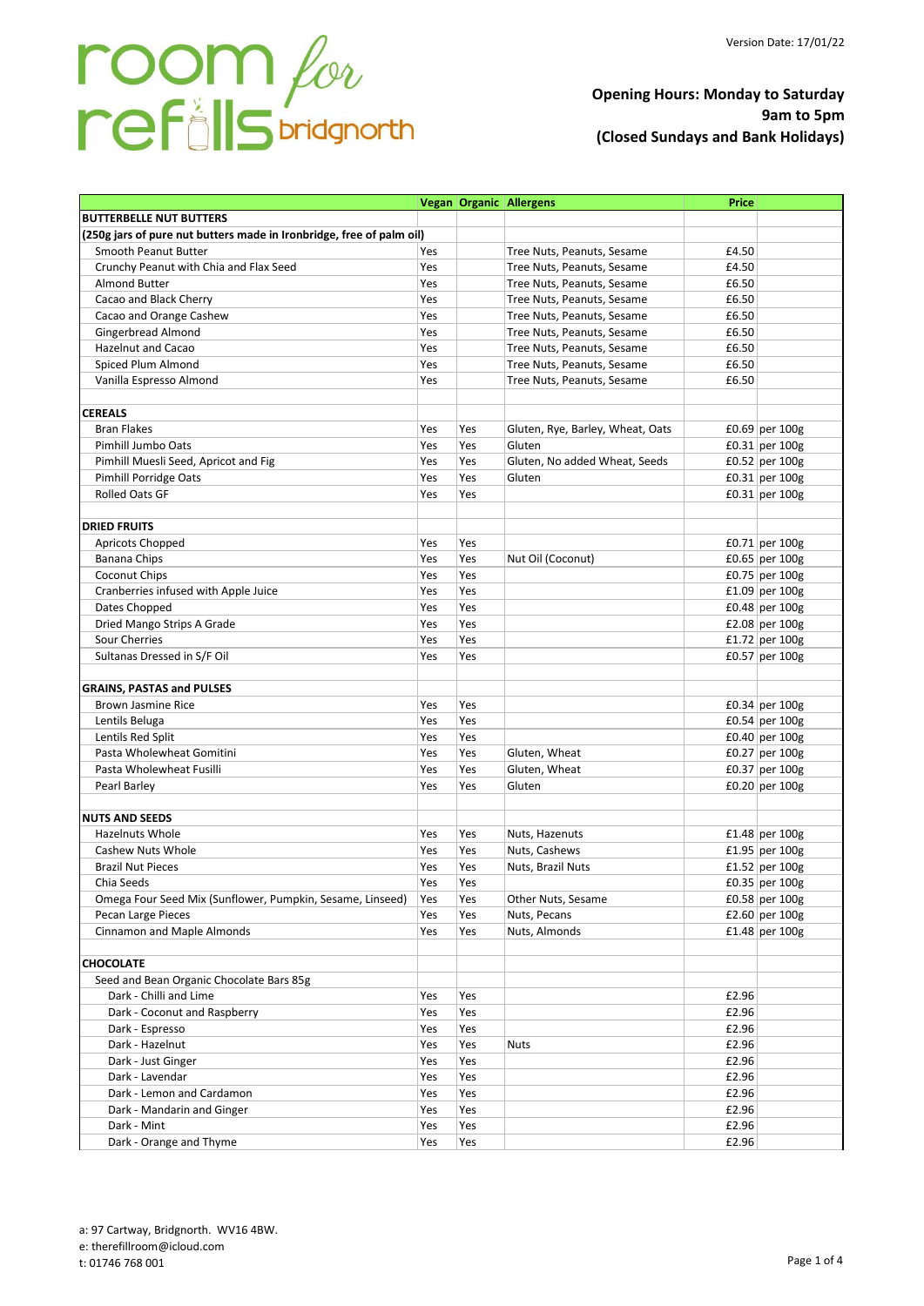# room for refills bridgnorth

Version Date: 17/01/22

**Opening Hours: Monday to Saturday**
**9am to 5pm**
**(Closed Sundays and Bank Holidays)**

| | Vegan | Organic | Allergens | Price | |
|---|---|---|---|---|---|
| **BUTTERBELLE NUT BUTTERS** | | | | | |
| **(250g jars of pure nut butters made in Ironbridge, free of palm oil)** | | | | | |
| Smooth Peanut Butter | Yes | | Tree Nuts, Peanuts, Sesame | £4.50 | |
| Crunchy Peanut with Chia and Flax Seed | Yes | | Tree Nuts, Peanuts, Sesame | £4.50 | |
| Almond Butter | Yes | | Tree Nuts, Peanuts, Sesame | £6.50 | |
| Cacao and Black Cherry | Yes | | Tree Nuts, Peanuts, Sesame | £6.50 | |
| Cacao and Orange Cashew | Yes | | Tree Nuts, Peanuts, Sesame | £6.50 | |
| Gingerbread Almond | Yes | | Tree Nuts, Peanuts, Sesame | £6.50 | |
| Hazelnut and Cacao | Yes | | Tree Nuts, Peanuts, Sesame | £6.50 | |
| Spiced Plum Almond | Yes | | Tree Nuts, Peanuts, Sesame | £6.50 | |
| Vanilla Espresso Almond | Yes | | Tree Nuts, Peanuts, Sesame | £6.50 | |
| | | | | | |
| **CEREALS** | | | | | |
| Bran Flakes | Yes | Yes | Gluten, Rye, Barley, Wheat, Oats | £0.69 | per 100g |
| Pimhill Jumbo Oats | Yes | Yes | Gluten | £0.31 | per 100g |
| Pimhill Muesli Seed, Apricot and Fig | Yes | Yes | Gluten, No added Wheat, Seeds | £0.52 | per 100g |
| Pimhill Porridge Oats | Yes | Yes | Gluten | £0.31 | per 100g |
| Rolled Oats GF | Yes | Yes | | £0.31 | per 100g |
| | | | | | |
| **DRIED FRUITS** | | | | | |
| Apricots Chopped | Yes | Yes | | £0.71 | per 100g |
| Banana Chips | Yes | Yes | Nut Oil (Coconut) | £0.65 | per 100g |
| Coconut Chips | Yes | Yes | | £0.75 | per 100g |
| Cranberries infused with Apple Juice | Yes | Yes | | £1.09 | per 100g |
| Dates Chopped | Yes | Yes | | £0.48 | per 100g |
| Dried Mango Strips A Grade | Yes | Yes | | £2.08 | per 100g |
| Sour Cherries | Yes | Yes | | £1.72 | per 100g |
| Sultanas Dressed in S/F Oil | Yes | Yes | | £0.57 | per 100g |
| | | | | | |
| **GRAINS, PASTAS and PULSES** | | | | | |
| Brown Jasmine Rice | Yes | Yes | | £0.34 | per 100g |
| Lentils Beluga | Yes | Yes | | £0.54 | per 100g |
| Lentils Red Split | Yes | Yes | | £0.40 | per 100g |
| Pasta Wholewheat Gomitini | Yes | Yes | Gluten, Wheat | £0.27 | per 100g |
| Pasta Wholewheat Fusilli | Yes | Yes | Gluten, Wheat | £0.37 | per 100g |
| Pearl Barley | Yes | Yes | Gluten | £0.20 | per 100g |
| | | | | | |
| **NUTS AND SEEDS** | | | | | |
| Hazelnuts Whole | Yes | Yes | Nuts, Hazenuts | £1.48 | per 100g |
| Cashew Nuts Whole | Yes | Yes | Nuts, Cashews | £1.95 | per 100g |
| Brazil Nut Pieces | Yes | Yes | Nuts, Brazil Nuts | £1.52 | per 100g |
| Chia Seeds | Yes | Yes | | £0.35 | per 100g |
| Omega Four Seed Mix (Sunflower, Pumpkin, Sesame, Linseed) | Yes | Yes | Other Nuts, Sesame | £0.58 | per 100g |
| Pecan Large Pieces | Yes | Yes | Nuts, Pecans | £2.60 | per 100g |
| Cinnamon and Maple Almonds | Yes | Yes | Nuts, Almonds | £1.48 | per 100g |
| | | | | | |
| **CHOCOLATE** | | | | | |
| Seed and Bean Organic Chocolate Bars 85g | | | | | |
| Dark - Chilli and Lime | Yes | Yes | | £2.96 | |
| Dark - Coconut and Raspberry | Yes | Yes | | £2.96 | |
| Dark - Espresso | Yes | Yes | | £2.96 | |
| Dark - Hazelnut | Yes | Yes | Nuts | £2.96 | |
| Dark - Just Ginger | Yes | Yes | | £2.96 | |
| Dark - Lavendar | Yes | Yes | | £2.96 | |
| Dark - Lemon and Cardamon | Yes | Yes | | £2.96 | |
| Dark - Mandarin and Ginger | Yes | Yes | | £2.96 | |
| Dark - Mint | Yes | Yes | | £2.96 | |
| Dark - Orange and Thyme | Yes | Yes | | £2.96 | |

a: 97 Cartway, Bridgnorth. WV16 4BW.
e: therefillroom@icloud.com
t: 01746 768 001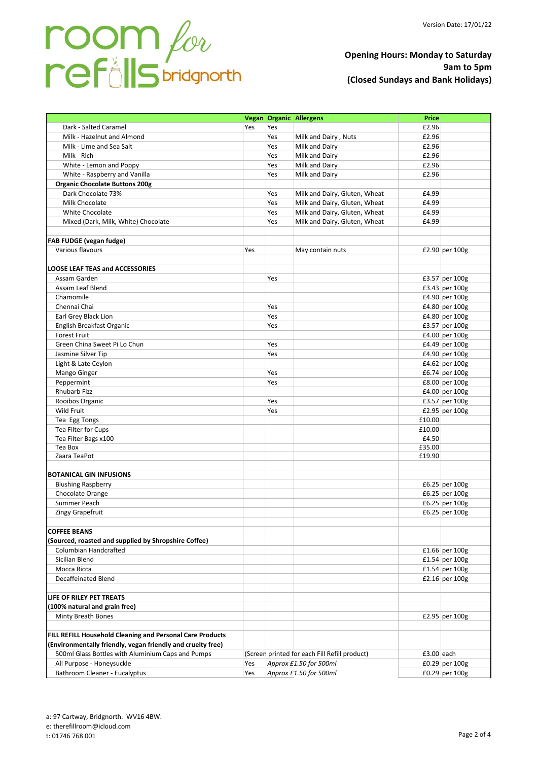room for refills bridgnorth

Version Date: 17/01/22

**Opening Hours: Monday to Saturday 9am to 5pm (Closed Sundays and Bank Holidays)**

| | Vegan | Organic | Allergens | Price | |
|---|---|---|---|---|---|
| Dark - Salted Caramel | Yes | Yes | | £2.96 | |
| Milk - Hazelnut and Almond | | Yes | Milk and Dairy , Nuts | £2.96 | |
| Milk - Lime and Sea Salt | | Yes | Milk and Dairy | £2.96 | |
| Milk - Rich | | Yes | Milk and Dairy | £2.96 | |
| White - Lemon and Poppy | | Yes | Milk and Dairy | £2.96 | |
| White - Raspberry and Vanilla | | Yes | Milk and Dairy | £2.96 | |
| **Organic Chocolate Buttons 200g** | | | | | |
| Dark Chocolate 73% | | Yes | Milk and Dairy, Gluten, Wheat | £4.99 | |
| Milk Chocolate | | Yes | Milk and Dairy, Gluten, Wheat | £4.99 | |
| White Chocolate | | Yes | Milk and Dairy, Gluten, Wheat | £4.99 | |
| Mixed (Dark, Milk, White) Chocolate | | Yes | Milk and Dairy, Gluten, Wheat | £4.99 | |
| | | | | | |
| **FAB FUDGE (vegan fudge)** | | | | | |
| Various flavours | Yes | | May contain nuts | £2.90 | per 100g |
| | | | | | |
| **LOOSE LEAF TEAS and ACCESSORIES** | | | | | |
| Assam Garden | | Yes | | £3.57 | per 100g |
| Assam Leaf Blend | | | | £3.43 | per 100g |
| Chamomile | | | | £4.90 | per 100g |
| Chennai Chai | | Yes | | £4.80 | per 100g |
| Earl Grey Black Lion | | Yes | | £4.80 | per 100g |
| English Breakfast Organic | | Yes | | £3.57 | per 100g |
| Forest Fruit | | | | £4.00 | per 100g |
| Green China Sweet Pi Lo Chun | | Yes | | £4.49 | per 100g |
| Jasmine Silver Tip | | Yes | | £4.90 | per 100g |
| Light & Late Ceylon | | | | £4.62 | per 100g |
| Mango Ginger | | Yes | | £6.74 | per 100g |
| Peppermint | | Yes | | £8.00 | per 100g |
| Rhubarb Fizz | | | | £4.00 | per 100g |
| Rooibos Organic | | Yes | | £3.57 | per 100g |
| Wild Fruit | | Yes | | £2.95 | per 100g |
| Tea Egg Tongs | | | | £10.00 | |
| Tea Filter for Cups | | | | £10.00 | |
| Tea Filter Bags x100 | | | | £4.50 | |
| Tea Box | | | | £35.00 | |
| Zaara TeaPot | | | | £19.90 | |
| | | | | | |
| **BOTANICAL GIN INFUSIONS** | | | | | |
| Blushing Raspberry | | | | £6.25 | per 100g |
| Chocolate Orange | | | | £6.25 | per 100g |
| Summer Peach | | | | £6.25 | per 100g |
| Zingy Grapefruit | | | | £6.25 | per 100g |
| | | | | | |
| **COFFEE BEANS** | | | | | |
| **(Sourced, roasted and supplied by Shropshire Coffee)** | | | | | |
| Columbian Handcrafted | | | | £1.66 | per 100g |
| Sicilian Blend | | | | £1.54 | per 100g |
| Mocca Ricca | | | | £1.54 | per 100g |
| Decaffeinated Blend | | | | £2.16 | per 100g |
| | | | | | |
| **LIFE OF RILEY PET TREATS** | | | | | |
| **(100% natural and grain free)** | | | | | |
| Minty Breath Bones | | | | £2.95 | per 100g |
| | | | | | |
| **FILL REFILL Household Cleaning and Personal Care Products** | | | | | |
| **(Environmentally friendly, vegan friendly and cruelty free)** | | | | | |
| 500ml Glass Bottles with Aluminium Caps and Pumps | (Screen printed for each Fill Refill product) | | | £3.00 | each |
| All Purpose - Honeysuckle | Yes | *Approx £1.50 for 500ml* | | £0.29 | per 100g |
| Bathroom Cleaner - Eucalyptus | Yes | *Approx £1.50 for 500ml* | | £0.29 | per 100g |

a: 97 Cartway, Bridgnorth. WV16 4BW.
e: therefillroom@icloud.com
t: 01746 768 001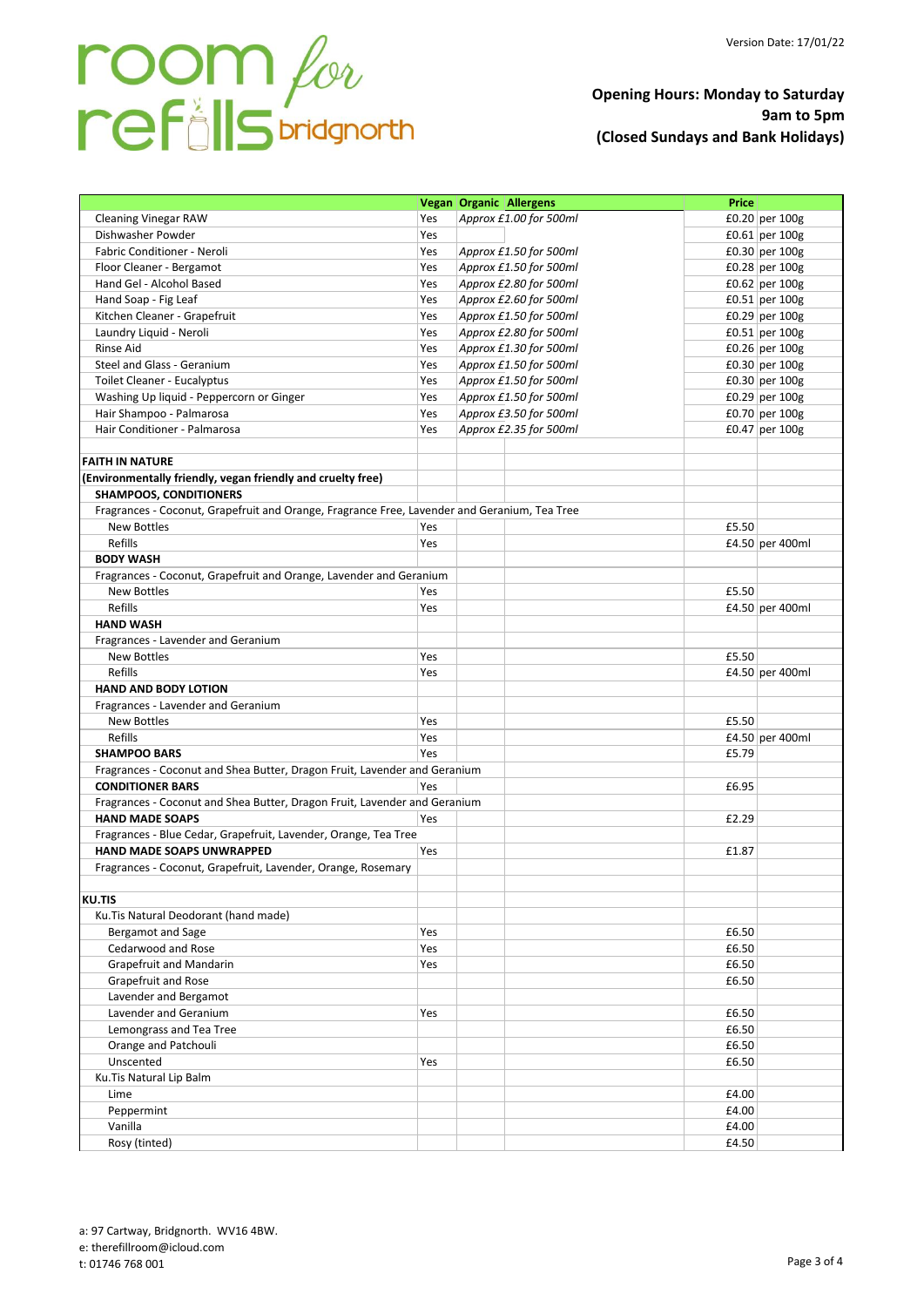# room for refills bridgnorth

Version Date: 17/01/22

**Opening Hours: Monday to Saturday 9am to 5pm (Closed Sundays and Bank Holidays)**

| | Vegan | Organic | Allergens | Price | |
|---|---|---|---|---|---|
| Cleaning Vinegar RAW | Yes | *Approx £1.00 for 500ml* | | £0.20 | per 100g |
| Dishwasher Powder | Yes | | | £0.61 | per 100g |
| Fabric Conditioner - Neroli | Yes | *Approx £1.50 for 500ml* | | £0.30 | per 100g |
| Floor Cleaner - Bergamot | Yes | *Approx £1.50 for 500ml* | | £0.28 | per 100g |
| Hand Gel - Alcohol Based | Yes | *Approx £2.80 for 500ml* | | £0.62 | per 100g |
| Hand Soap - Fig Leaf | Yes | *Approx £2.60 for 500ml* | | £0.51 | per 100g |
| Kitchen Cleaner - Grapefruit | Yes | *Approx £1.50 for 500ml* | | £0.29 | per 100g |
| Laundry Liquid - Neroli | Yes | *Approx £2.80 for 500ml* | | £0.51 | per 100g |
| Rinse Aid | Yes | *Approx £1.30 for 500ml* | | £0.26 | per 100g |
| Steel and Glass - Geranium | Yes | *Approx £1.50 for 500ml* | | £0.30 | per 100g |
| Toilet Cleaner - Eucalyptus | Yes | *Approx £1.50 for 500ml* | | £0.30 | per 100g |
| Washing Up liquid - Peppercorn or Ginger | Yes | *Approx £1.50 for 500ml* | | £0.29 | per 100g |
| Hair Shampoo - Palmarosa | Yes | *Approx £3.50 for 500ml* | | £0.70 | per 100g |
| Hair Conditioner - Palmarosa | Yes | *Approx £2.35 for 500ml* | | £0.47 | per 100g |
| | | | | | |
| **FAITH IN NATURE** | | | | | |
| **(Environmentally friendly, vegan friendly and cruelty free)** | | | | | |
| **SHAMPOOS, CONDITIONERS** | | | | | |
| Fragrances - Coconut, Grapefruit and Orange, Fragrance Free, Lavender and Geranium, Tea Tree | | | | | |
| New Bottles | Yes | | | £5.50 | |
| Refills | Yes | | | £4.50 | per 400ml |
| **BODY WASH** | | | | | |
| Fragrances - Coconut, Grapefruit and Orange, Lavender and Geranium | | | | | |
| New Bottles | Yes | | | £5.50 | |
| Refills | Yes | | | £4.50 | per 400ml |
| **HAND WASH** | | | | | |
| Fragrances - Lavender and Geranium | | | | | |
| New Bottles | Yes | | | £5.50 | |
| Refills | Yes | | | £4.50 | per 400ml |
| **HAND AND BODY LOTION** | | | | | |
| Fragrances - Lavender and Geranium | | | | | |
| New Bottles | Yes | | | £5.50 | |
| Refills | Yes | | | £4.50 | per 400ml |
| **SHAMPOO BARS** | Yes | | | £5.79 | |
| Fragrances - Coconut and Shea Butter, Dragon Fruit, Lavender and Geranium | | | | | |
| **CONDITIONER BARS** | Yes | | | £6.95 | |
| Fragrances - Coconut and Shea Butter, Dragon Fruit, Lavender and Geranium | | | | | |
| **HAND MADE SOAPS** | Yes | | | £2.29 | |
| Fragrances - Blue Cedar, Grapefruit, Lavender, Orange, Tea Tree | | | | | |
| **HAND MADE SOAPS UNWRAPPED** | Yes | | | £1.87 | |
| Fragrances - Coconut, Grapefruit, Lavender, Orange, Rosemary | | | | | |
| | | | | | |
| **KU.TIS** | | | | | |
| Ku.Tis Natural Deodorant (hand made) | | | | | |
| Bergamot and Sage | Yes | | | £6.50 | |
| Cedarwood and Rose | Yes | | | £6.50 | |
| Grapefruit and Mandarin | Yes | | | £6.50 | |
| Grapefruit and Rose | | | | £6.50 | |
| Lavender and Bergamot | | | | | |
| Lavender and Geranium | Yes | | | £6.50 | |
| Lemongrass and Tea Tree | | | | £6.50 | |
| Orange and Patchouli | | | | £6.50 | |
| Unscented | Yes | | | £6.50 | |
| Ku.Tis Natural Lip Balm | | | | | |
| Lime | | | | £4.00 | |
| Peppermint | | | | £4.00 | |
| Vanilla | | | | £4.00 | |
| Rosy (tinted) | | | | £4.50 | |

a: 97 Cartway, Bridgnorth. WV16 4BW.
e: therefillroom@icloud.com
t: 01746 768 001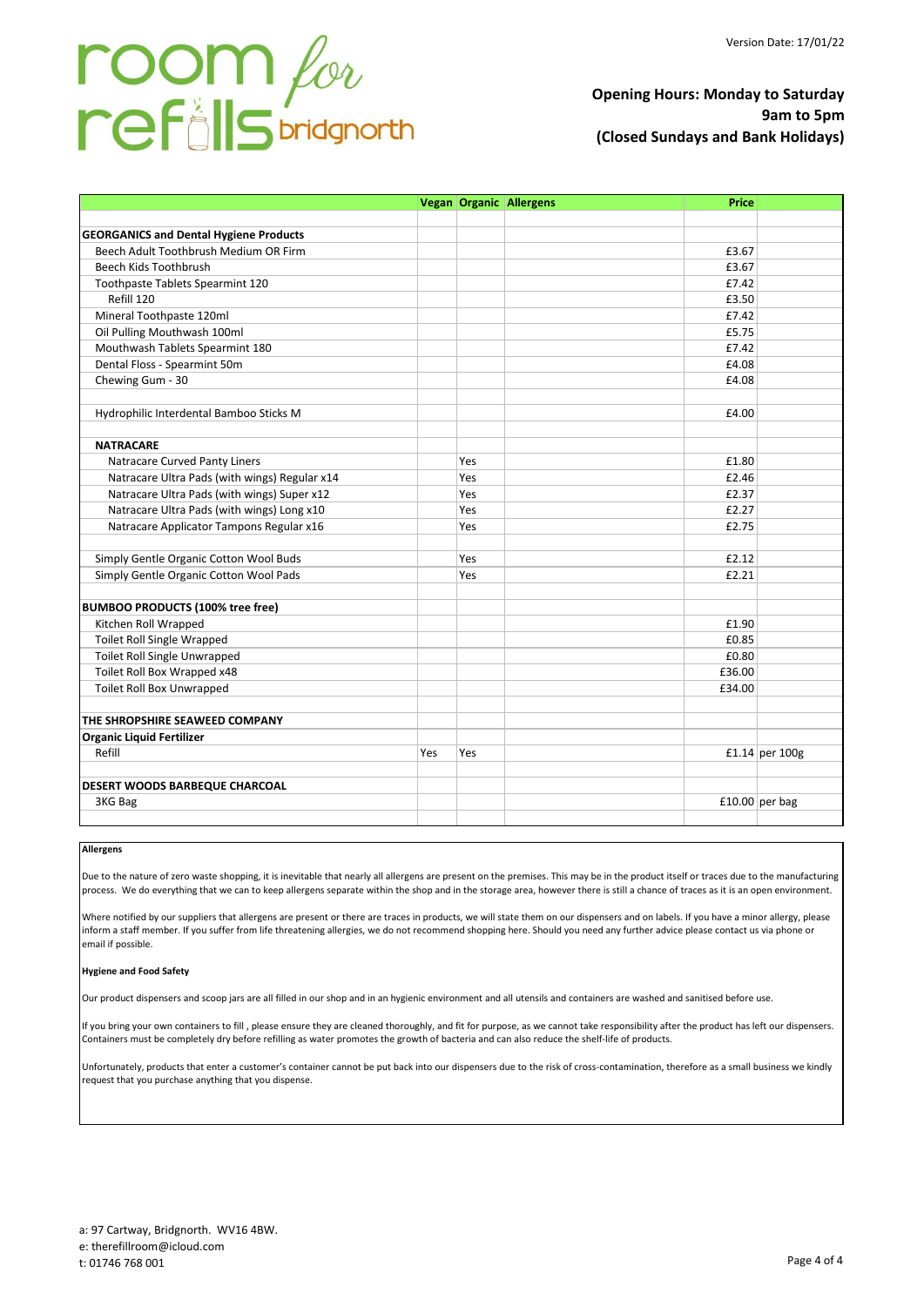Version Date: 17/01/22

**room for refills bridgnorth**

**Opening Hours: Monday to Saturday**
**9am to 5pm**
**(Closed Sundays and Bank Holidays)**

| | Vegan | Organic | Allergens | Price | |
|---|---|---|---|---|---|
| | | | | | |
| **GEORGANICS and Dental Hygiene Products** | | | | | |
| Beech Adult Toothbrush Medium OR Firm | | | | £3.67 | |
| Beech Kids Toothbrush | | | | £3.67 | |
| Toothpaste Tablets Spearmint 120 | | | | £7.42 | |
| Refill 120 | | | | £3.50 | |
| Mineral Toothpaste 120ml | | | | £7.42 | |
| Oil Pulling Mouthwash 100ml | | | | £5.75 | |
| Mouthwash Tablets Spearmint 180 | | | | £7.42 | |
| Dental Floss - Spearmint 50m | | | | £4.08 | |
| Chewing Gum - 30 | | | | £4.08 | |
| | | | | | |
| Hydrophilic Interdental Bamboo Sticks M | | | | £4.00 | |
| | | | | | |
| **NATRACARE** | | | | | |
| Natracare Curved Panty Liners | | Yes | | £1.80 | |
| Natracare Ultra Pads (with wings) Regular x14 | | Yes | | £2.46 | |
| Natracare Ultra Pads (with wings) Super x12 | | Yes | | £2.37 | |
| Natracare Ultra Pads (with wings) Long x10 | | Yes | | £2.27 | |
| Natracare Applicator Tampons Regular x16 | | Yes | | £2.75 | |
| | | | | | |
| Simply Gentle Organic Cotton Wool Buds | | Yes | | £2.12 | |
| Simply Gentle Organic Cotton Wool Pads | | Yes | | £2.21 | |
| | | | | | |
| **BUMBOO PRODUCTS (100% tree free)** | | | | | |
| Kitchen Roll Wrapped | | | | £1.90 | |
| Toilet Roll Single Wrapped | | | | £0.85 | |
| Toilet Roll Single Unwrapped | | | | £0.80 | |
| Toilet Roll Box Wrapped x48 | | | | £36.00 | |
| Toilet Roll Box Unwrapped | | | | £34.00 | |
| | | | | | |
| **THE SHROPSHIRE SEAWEED COMPANY** | | | | | |
| **Organic Liquid Fertilizer** | | | | | |
| Refill | Yes | Yes | | £1.14 | per 100g |
| | | | | | |
| **DESERT WOODS BARBEQUE CHARCOAL** | | | | | |
| 3KG Bag | | | | £10.00 | per bag |

**Allergens**

Due to the nature of zero waste shopping, it is inevitable that nearly all allergens are present on the premises. This may be in the product itself or traces due to the manufacturing process. We do everything that we can to keep allergens separate within the shop and in the storage area, however there is still a chance of traces as it is an open environment.

Where notified by our suppliers that allergens are present or there are traces in products, we will state them on our dispensers and on labels. If you have a minor allergy, please inform a staff member. If you suffer from life threatening allergies, we do not recommend shopping here. Should you need any further advice please contact us via phone or email if possible.

**Hygiene and Food Safety**

Our product dispensers and scoop jars are all filled in our shop and in an hygienic environment and all utensils and containers are washed and sanitised before use.

If you bring your own containers to fill , please ensure they are cleaned thoroughly, and fit for purpose, as we cannot take responsibility after the product has left our dispensers. Containers must be completely dry before refilling as water promotes the growth of bacteria and can also reduce the shelf-life of products.

Unfortunately, products that enter a customer's container cannot be put back into our dispensers due to the risk of cross-contamination, therefore as a small business we kindly request that you purchase anything that you dispense.

a: 97 Cartway, Bridgnorth. WV16 4BW.
e: therefillroom@icloud.com
t: 01746 768 001